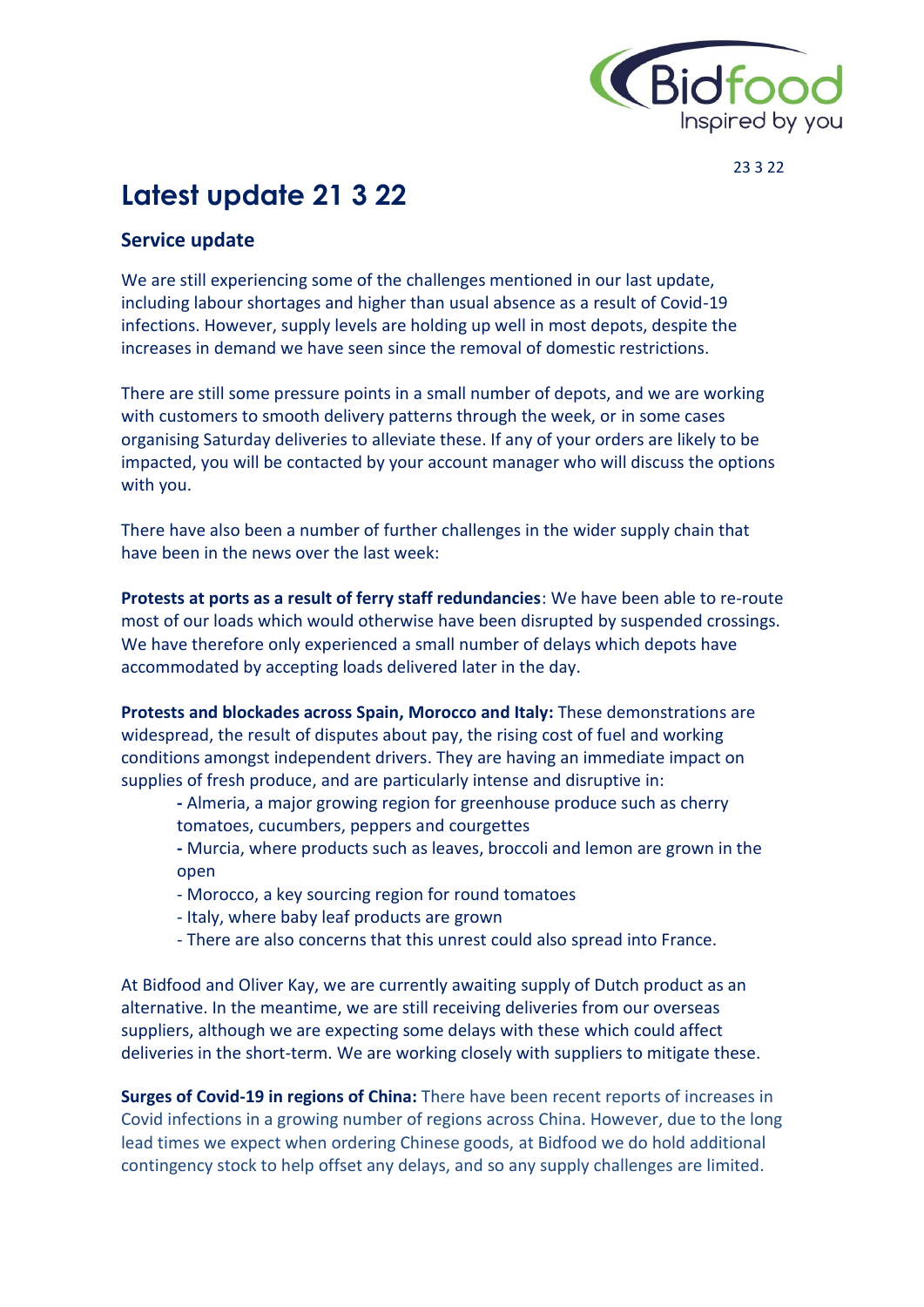23 3 22

# Latest update 21 3 22

## Service update

We are still experiencing some of the challenges mentioned in our last update, including labour shortages and higher than usual absence as a result of Covid-19 infections. However, supply levels are holding up well in most depots, despite the increases in demand we have seen since the removal of domestic restrictions.

There are still some pressure points in a small number of depots, and we are working with customers to smooth delivery patterns through the week, or in some cases organising Saturday deliveries to alleviate these. If any of your orders are likely to be impacted, you will be contacted by your account manager who will discuss the options with you.

There have also been a number of further challenges in the wider supply chain that have been in the news over the last week:

**Protests at ports as a result of ferry staff redundancies**: We have been able to re-route most of our loads which would otherwise have been disrupted by suspended crossings. We have therefore only experienced a small number of delays which depots have accommodated by accepting loads delivered later in the day.

**Protests and blockades across Spain, Morocco and Italy:** These demonstrations are widespread, the result of disputes about pay, the rising cost of fuel and working conditions amongst independent drivers. They are having an immediate impact on supplies of fresh produce, and are particularly intense and disruptive in:

- Almeria, a major growing region for greenhouse produce such as cherry tomatoes, cucumbers, peppers and courgettes
- Murcia, where products such as leaves, broccoli and lemon are grown in the open
- Morocco, a key sourcing region for round tomatoes
- Italy, where baby leaf products are grown
- There are also concerns that this unrest could also spread into France.

At Bidfood and Oliver Kay, we are currently awaiting supply of Dutch product as an alternative. In the meantime, we are still receiving deliveries from our overseas suppliers, although we are expecting some delays with these which could affect deliveries in the short-term. We are working closely with suppliers to mitigate these.

**Surges of Covid-19 in regions of China:** There have been recent reports of increases in Covid infections in a growing number of regions across China. However, due to the long lead times we expect when ordering Chinese goods, at Bidfood we do hold additional contingency stock to help offset any delays, and so any supply challenges are limited.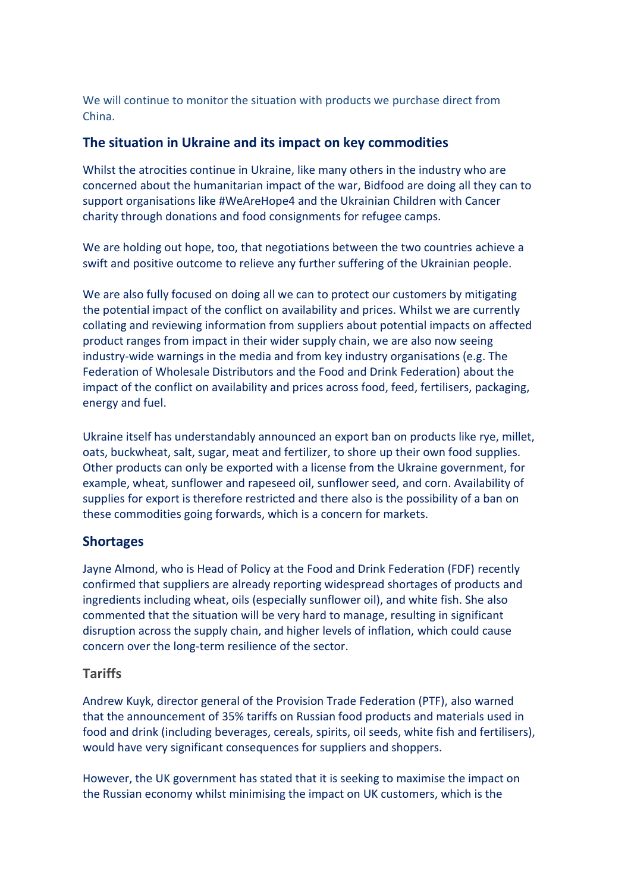We will continue to monitor the situation with products we purchase direct from China.

## The situation in Ukraine and its impact on key commodities

Whilst the atrocities continue in Ukraine, like many others in the industry who are concerned about the humanitarian impact of the war, Bidfood are doing all they can to support organisations like #WeAreHope4 and the Ukrainian Children with Cancer charity through donations and food consignments for refugee camps.

We are holding out hope, too, that negotiations between the two countries achieve a swift and positive outcome to relieve any further suffering of the Ukrainian people.

We are also fully focused on doing all we can to protect our customers by mitigating the potential impact of the conflict on availability and prices. Whilst we are currently collating and reviewing information from suppliers about potential impacts on affected product ranges from impact in their wider supply chain, we are also now seeing industry-wide warnings in the media and from key industry organisations (e.g. The Federation of Wholesale Distributors and the Food and Drink Federation) about the impact of the conflict on availability and prices across food, feed, fertilisers, packaging, energy and fuel.

Ukraine itself has understandably announced an export ban on products like rye, millet, oats, buckwheat, salt, sugar, meat and fertilizer, to shore up their own food supplies. Other products can only be exported with a license from the Ukraine government, for example, wheat, sunflower and rapeseed oil, sunflower seed, and corn. Availability of supplies for export is therefore restricted and there also is the possibility of a ban on these commodities going forwards, which is a concern for markets.

## Shortages

Jayne Almond, who is Head of Policy at the Food and Drink Federation (FDF) recently confirmed that suppliers are already reporting widespread shortages of products and ingredients including wheat, oils (especially sunflower oil), and white fish. She also commented that the situation will be very hard to manage, resulting in significant disruption across the supply chain, and higher levels of inflation, which could cause concern over the long-term resilience of the sector.

## Tariffs

Andrew Kuyk, director general of the Provision Trade Federation (PTF), also warned that the announcement of 35% tariffs on Russian food products and materials used in food and drink (including beverages, cereals, spirits, oil seeds, white fish and fertilisers), would have very significant consequences for suppliers and shoppers.

However, the UK government has stated that it is seeking to maximise the impact on the Russian economy whilst minimising the impact on UK customers, which is the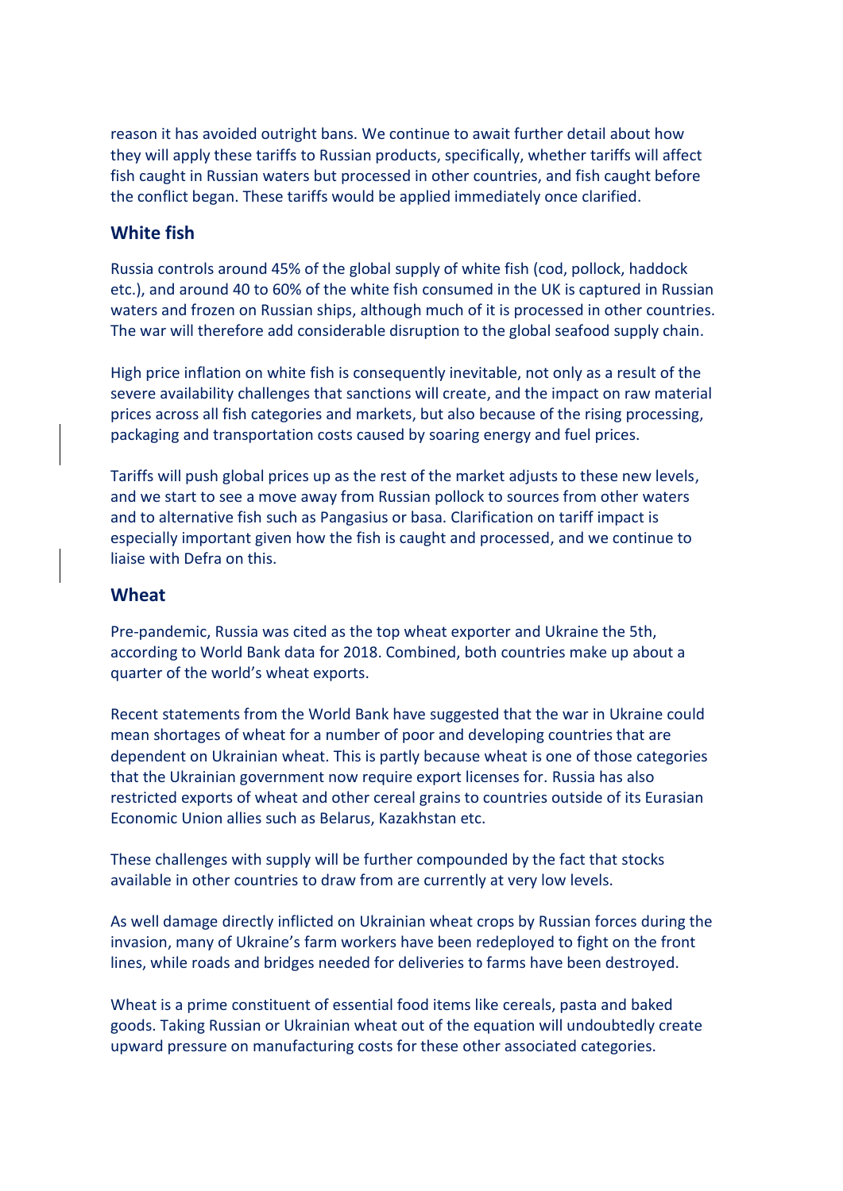reason it has avoided outright bans. We continue to await further detail about how they will apply these tariffs to Russian products, specifically, whether tariffs will affect fish caught in Russian waters but processed in other countries, and fish caught before the conflict began. These tariffs would be applied immediately once clarified.

## White fish

Russia controls around 45% of the global supply of white fish (cod, pollock, haddock etc.), and around 40 to 60% of the white fish consumed in the UK is captured in Russian waters and frozen on Russian ships, although much of it is processed in other countries. The war will therefore add considerable disruption to the global seafood supply chain.

High price inflation on white fish is consequently inevitable, not only as a result of the severe availability challenges that sanctions will create, and the impact on raw material prices across all fish categories and markets, but also because of the rising processing, packaging and transportation costs caused by soaring energy and fuel prices.

Tariffs will push global prices up as the rest of the market adjusts to these new levels, and we start to see a move away from Russian pollock to sources from other waters and to alternative fish such as Pangasius or basa. Clarification on tariff impact is especially important given how the fish is caught and processed, and we continue to liaise with Defra on this.

## Wheat

Pre-pandemic, Russia was cited as the top wheat exporter and Ukraine the 5th, according to World Bank data for 2018. Combined, both countries make up about a quarter of the world's wheat exports.

Recent statements from the World Bank have suggested that the war in Ukraine could mean shortages of wheat for a number of poor and developing countries that are dependent on Ukrainian wheat. This is partly because wheat is one of those categories that the Ukrainian government now require export licenses for. Russia has also restricted exports of wheat and other cereal grains to countries outside of its Eurasian Economic Union allies such as Belarus, Kazakhstan etc.

These challenges with supply will be further compounded by the fact that stocks available in other countries to draw from are currently at very low levels.

As well damage directly inflicted on Ukrainian wheat crops by Russian forces during the invasion, many of Ukraine's farm workers have been redeployed to fight on the front lines, while roads and bridges needed for deliveries to farms have been destroyed.

Wheat is a prime constituent of essential food items like cereals, pasta and baked goods. Taking Russian or Ukrainian wheat out of the equation will undoubtedly create upward pressure on manufacturing costs for these other associated categories.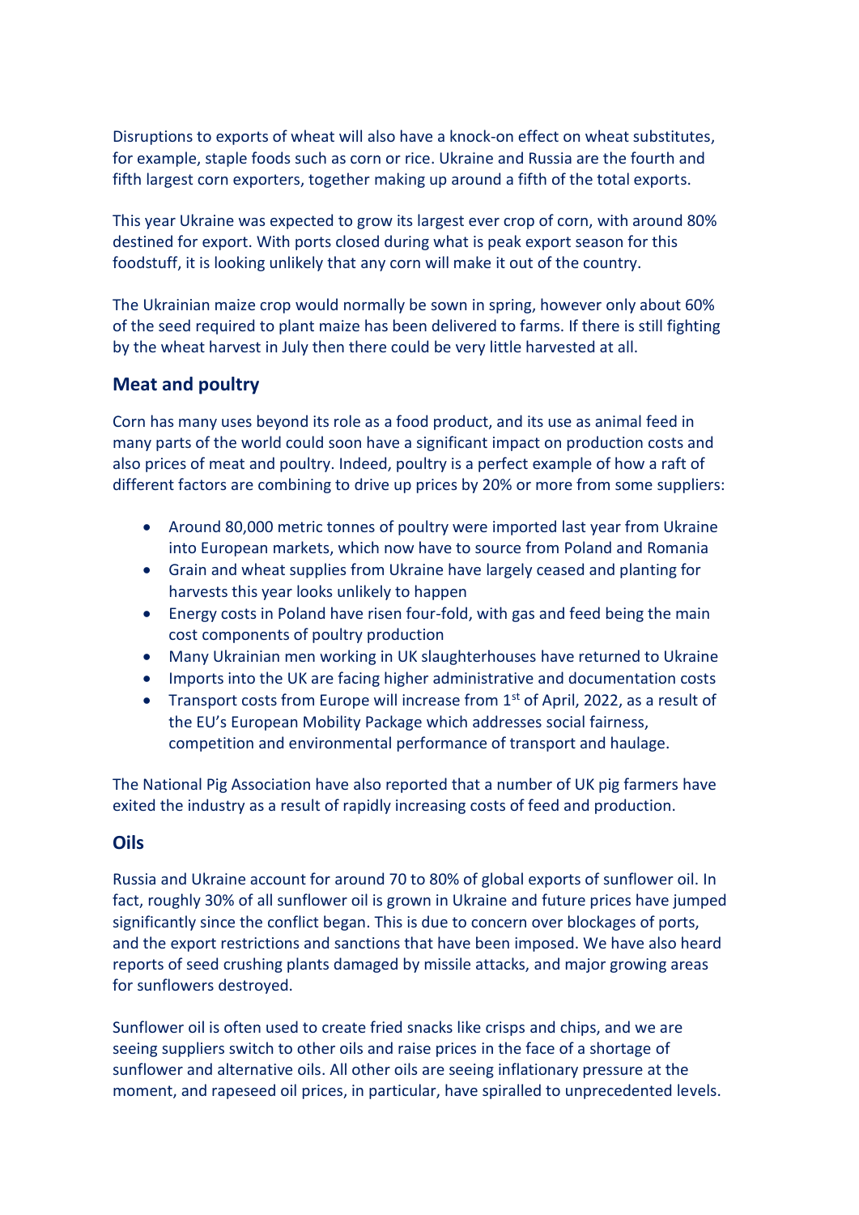Disruptions to exports of wheat will also have a knock-on effect on wheat substitutes, for example, staple foods such as corn or rice. Ukraine and Russia are the fourth and fifth largest corn exporters, together making up around a fifth of the total exports.

This year Ukraine was expected to grow its largest ever crop of corn, with around 80% destined for export. With ports closed during what is peak export season for this foodstuff, it is looking unlikely that any corn will make it out of the country.

The Ukrainian maize crop would normally be sown in spring, however only about 60% of the seed required to plant maize has been delivered to farms. If there is still fighting by the wheat harvest in July then there could be very little harvested at all.

## Meat and poultry

Corn has many uses beyond its role as a food product, and its use as animal feed in many parts of the world could soon have a significant impact on production costs and also prices of meat and poultry. Indeed, poultry is a perfect example of how a raft of different factors are combining to drive up prices by 20% or more from some suppliers:

- Around 80,000 metric tonnes of poultry were imported last year from Ukraine into European markets, which now have to source from Poland and Romania
- Grain and wheat supplies from Ukraine have largely ceased and planting for harvests this year looks unlikely to happen
- Energy costs in Poland have risen four-fold, with gas and feed being the main cost components of poultry production
- Many Ukrainian men working in UK slaughterhouses have returned to Ukraine
- Imports into the UK are facing higher administrative and documentation costs
- Transport costs from Europe will increase from 1st of April, 2022, as a result of the EU's European Mobility Package which addresses social fairness, competition and environmental performance of transport and haulage.

The National Pig Association have also reported that a number of UK pig farmers have exited the industry as a result of rapidly increasing costs of feed and production.

## Oils

Russia and Ukraine account for around 70 to 80% of global exports of sunflower oil. In fact, roughly 30% of all sunflower oil is grown in Ukraine and future prices have jumped significantly since the conflict began. This is due to concern over blockages of ports, and the export restrictions and sanctions that have been imposed. We have also heard reports of seed crushing plants damaged by missile attacks, and major growing areas for sunflowers destroyed.

Sunflower oil is often used to create fried snacks like crisps and chips, and we are seeing suppliers switch to other oils and raise prices in the face of a shortage of sunflower and alternative oils. All other oils are seeing inflationary pressure at the moment, and rapeseed oil prices, in particular, have spiralled to unprecedented levels.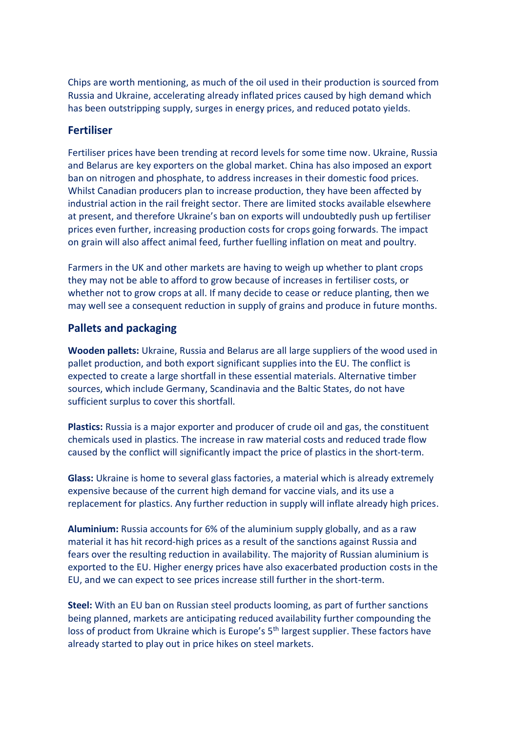Chips are worth mentioning, as much of the oil used in their production is sourced from Russia and Ukraine, accelerating already inflated prices caused by high demand which has been outstripping supply, surges in energy prices, and reduced potato yields.

## Fertiliser

Fertiliser prices have been trending at record levels for some time now. Ukraine, Russia and Belarus are key exporters on the global market. China has also imposed an export ban on nitrogen and phosphate, to address increases in their domestic food prices. Whilst Canadian producers plan to increase production, they have been affected by industrial action in the rail freight sector. There are limited stocks available elsewhere at present, and therefore Ukraine's ban on exports will undoubtedly push up fertiliser prices even further, increasing production costs for crops going forwards. The impact on grain will also affect animal feed, further fuelling inflation on meat and poultry.

Farmers in the UK and other markets are having to weigh up whether to plant crops they may not be able to afford to grow because of increases in fertiliser costs, or whether not to grow crops at all. If many decide to cease or reduce planting, then we may well see a consequent reduction in supply of grains and produce in future months.

## Pallets and packaging

**Wooden pallets:** Ukraine, Russia and Belarus are all large suppliers of the wood used in pallet production, and both export significant supplies into the EU. The conflict is expected to create a large shortfall in these essential materials. Alternative timber sources, which include Germany, Scandinavia and the Baltic States, do not have sufficient surplus to cover this shortfall.

**Plastics:** Russia is a major exporter and producer of crude oil and gas, the constituent chemicals used in plastics. The increase in raw material costs and reduced trade flow caused by the conflict will significantly impact the price of plastics in the short-term.

**Glass:** Ukraine is home to several glass factories, a material which is already extremely expensive because of the current high demand for vaccine vials, and its use a replacement for plastics. Any further reduction in supply will inflate already high prices.

**Aluminium:** Russia accounts for 6% of the aluminium supply globally, and as a raw material it has hit record-high prices as a result of the sanctions against Russia and fears over the resulting reduction in availability. The majority of Russian aluminium is exported to the EU. Higher energy prices have also exacerbated production costs in the EU, and we can expect to see prices increase still further in the short-term.

**Steel:** With an EU ban on Russian steel products looming, as part of further sanctions being planned, markets are anticipating reduced availability further compounding the loss of product from Ukraine which is Europe's 5th largest supplier. These factors have already started to play out in price hikes on steel markets.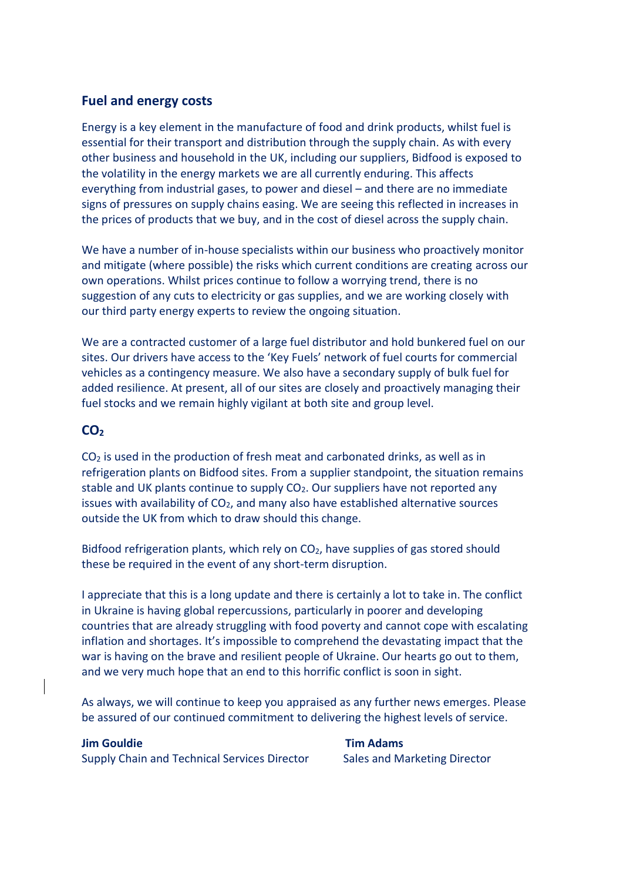## Fuel and energy costs

Energy is a key element in the manufacture of food and drink products, whilst fuel is essential for their transport and distribution through the supply chain. As with every other business and household in the UK, including our suppliers, Bidfood is exposed to the volatility in the energy markets we are all currently enduring. This affects everything from industrial gases, to power and diesel – and there are no immediate signs of pressures on supply chains easing. We are seeing this reflected in increases in the prices of products that we buy, and in the cost of diesel across the supply chain.

We have a number of in-house specialists within our business who proactively monitor and mitigate (where possible) the risks which current conditions are creating across our own operations. Whilst prices continue to follow a worrying trend, there is no suggestion of any cuts to electricity or gas supplies, and we are working closely with our third party energy experts to review the ongoing situation.

We are a contracted customer of a large fuel distributor and hold bunkered fuel on our sites. Our drivers have access to the 'Key Fuels' network of fuel courts for commercial vehicles as a contingency measure. We also have a secondary supply of bulk fuel for added resilience. At present, all of our sites are closely and proactively managing their fuel stocks and we remain highly vigilant at both site and group level.

## $CO_2$

$CO_2$ is used in the production of fresh meat and carbonated drinks, as well as in refrigeration plants on Bidfood sites. From a supplier standpoint, the situation remains stable and UK plants continue to supply $CO_2$. Our suppliers have not reported any issues with availability of $CO_2$, and many also have established alternative sources outside the UK from which to draw should this change.

Bidfood refrigeration plants, which rely on $CO_2$, have supplies of gas stored should these be required in the event of any short-term disruption.

I appreciate that this is a long update and there is certainly a lot to take in. The conflict in Ukraine is having global repercussions, particularly in poorer and developing countries that are already struggling with food poverty and cannot cope with escalating inflation and shortages. It's impossible to comprehend the devastating impact that the war is having on the brave and resilient people of Ukraine. Our hearts go out to them, and we very much hope that an end to this horrific conflict is soon in sight.

As always, we will continue to keep you appraised as any further news emerges. Please be assured of our continued commitment to delivering the highest levels of service.

**Jim Gouldie**
Supply Chain and Technical Services Director

**Tim Adams**
Sales and Marketing Director